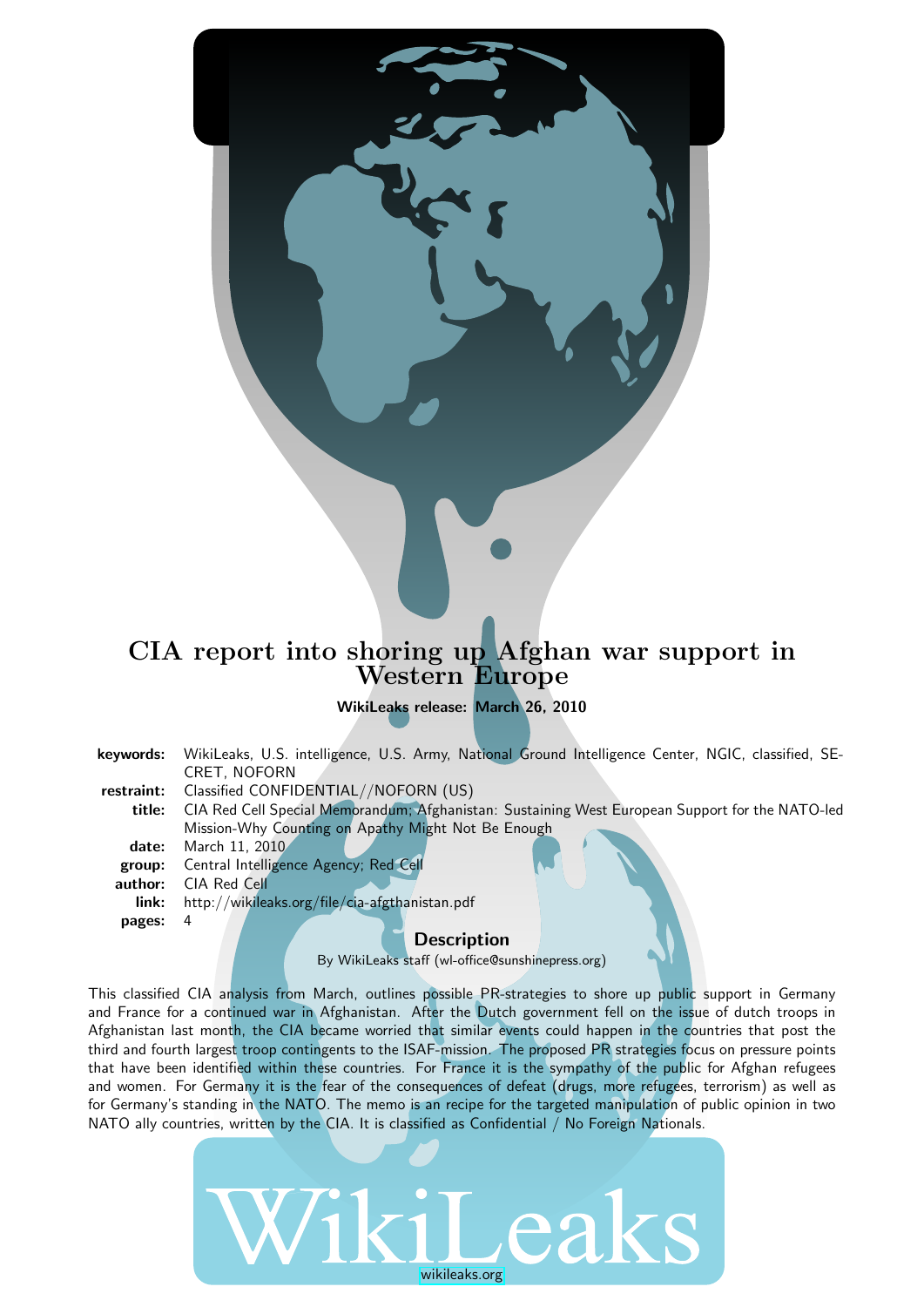# CIA report into shoring up Afghan war support in Western Europe

**WikiLeaks release: March 26, 2010**

| | |
|---|---|
| **keywords:** | WikiLeaks, U.S. intelligence, U.S. Army, National Ground Intelligence Center, NGIC, classified, SECRET, NOFORN |
| **restraint:** | Classified CONFIDENTIAL//NOFORN (US) |
| **title:** | CIA Red Cell Special Memorandum; Afghanistan: Sustaining West European Support for the NATO-led Mission-Why Counting on Apathy Might Not Be Enough |
| **date:** | March 11, 2010 |
| **group:** | Central Intelligence Agency; Red Cell |
| **author:** | CIA Red Cell |
| **link:** | http://wikileaks.org/file/cia-afgthanistan.pdf |
| **pages:** | 4 |

## Description

By WikiLeaks staff (wl-office@sunshinepress.org)

This classified CIA analysis from March, outlines possible PR-strategies to shore up public support in Germany and France for a continued war in Afghanistan. After the Dutch government fell on the issue of dutch troops in Afghanistan last month, the CIA became worried that similar events could happen in the countries that post the third and fourth largest troop contingents to the ISAF-mission. The proposed PR strategies focus on pressure points that have been identified within these countries. For France it is the sympathy of the public for Afghan refugees and women. For Germany it is the fear of the consequences of defeat (drugs, more refugees, terrorism) as well as for Germany's standing in the NATO. The memo is an recipe for the targeted manipulation of public opinion in two NATO ally countries, written by the CIA. It is classified as Confidential / No Foreign Nationals.

WikiLeaks

wikileaks.org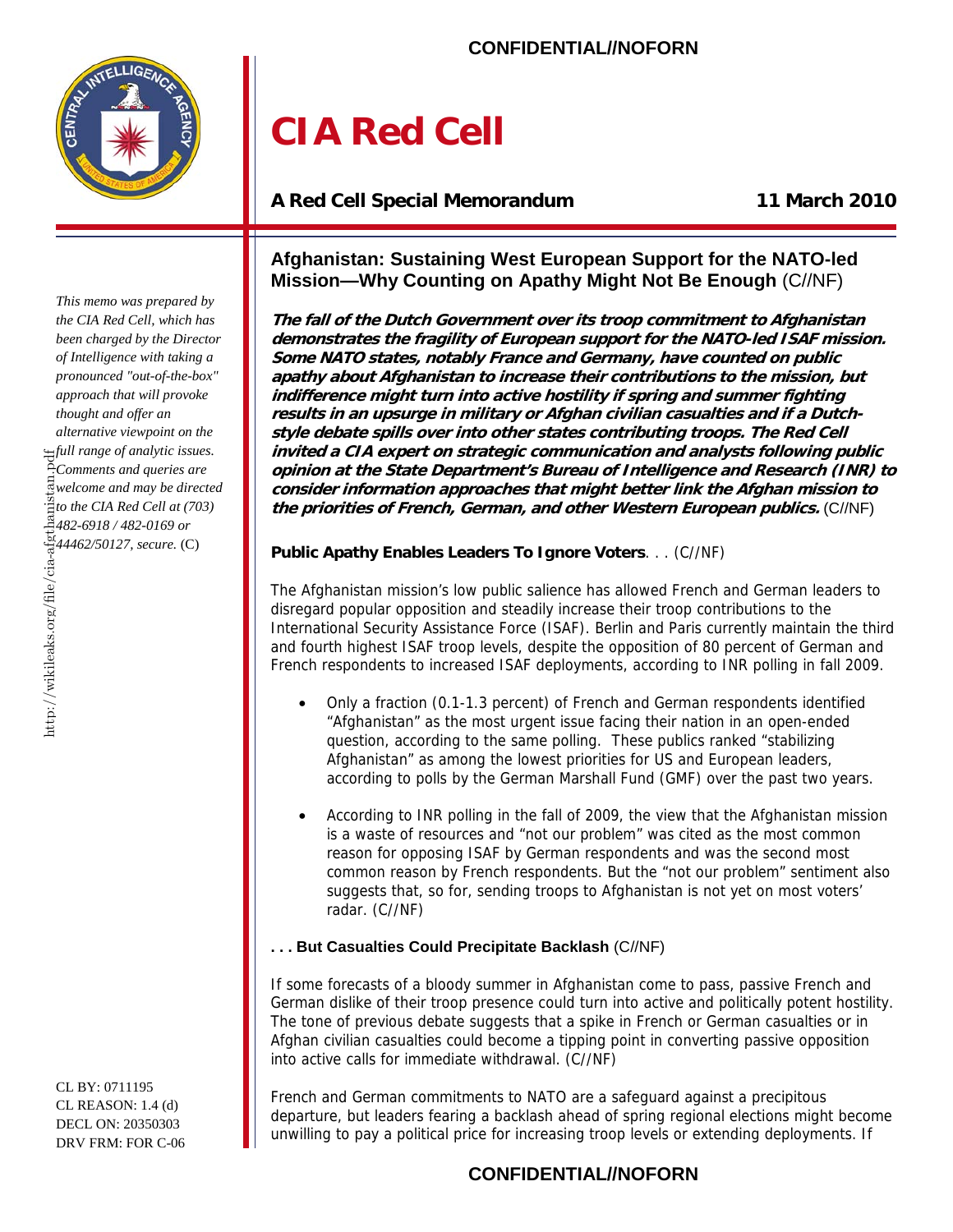# CIA Red Cell

**A Red Cell Special Memorandum** **11 March 2010**

*This memo was prepared by the CIA Red Cell, which has been charged by the Director of Intelligence with taking a pronounced "out-of-the-box" approach that will provoke thought and offer an alternative viewpoint on the full range of analytic issues. Comments and queries are welcome and may be directed to the CIA Red Cell at (703) 482-6918 / 482-0169 or 44462/50127, secure.* (C)

CL BY: 0711195
CL REASON: 1.4 (d)
DECL ON: 20350303
DRV FRM: FOR C-06

## Afghanistan: Sustaining West European Support for the NATO-led Mission—Why Counting on Apathy Might Not Be Enough (C//NF)

***The fall of the Dutch Government over its troop commitment to Afghanistan demonstrates the fragility of European support for the NATO-led ISAF mission. Some NATO states, notably France and Germany, have counted on public apathy about Afghanistan to increase their contributions to the mission, but indifference might turn into active hostility if spring and summer fighting results in an upsurge in military or Afghan civilian casualties and if a Dutch-style debate spills over into other states contributing troops. The Red Cell invited a CIA expert on strategic communication and analysts following public opinion at the State Department's Bureau of Intelligence and Research (INR) to consider information approaches that might better link the Afghan mission to the priorities of French, German, and other Western European publics.*** (C//NF)

**Public Apathy Enables Leaders To Ignore Voters**. . . (C//NF)

The Afghanistan mission's low public salience has allowed French and German leaders to disregard popular opposition and steadily increase their troop contributions to the International Security Assistance Force (ISAF). Berlin and Paris currently maintain the third and fourth highest ISAF troop levels, despite the opposition of 80 percent of German and French respondents to increased ISAF deployments, according to INR polling in fall 2009.

- Only a fraction (0.1-1.3 percent) of French and German respondents identified "Afghanistan" as the most urgent issue facing their nation in an open-ended question, according to the same polling. These publics ranked "stabilizing Afghanistan" as among the lowest priorities for US and European leaders, according to polls by the German Marshall Fund (GMF) over the past two years.
- According to INR polling in the fall of 2009, the view that the Afghanistan mission is a waste of resources and "not our problem" was cited as the most common reason for opposing ISAF by German respondents and was the second most common reason by French respondents. But the "not our problem" sentiment also suggests that, so for, sending troops to Afghanistan is not yet on most voters' radar. (C//NF)

**. . . But Casualties Could Precipitate Backlash** (C//NF)

If some forecasts of a bloody summer in Afghanistan come to pass, passive French and German dislike of their troop presence could turn into active and politically potent hostility. The tone of previous debate suggests that a spike in French or German casualties or in Afghan civilian casualties could become a tipping point in converting passive opposition into active calls for immediate withdrawal. (C//NF)

French and German commitments to NATO are a safeguard against a precipitous departure, but leaders fearing a backlash ahead of spring regional elections might become unwilling to pay a political price for increasing troop levels or extending deployments. If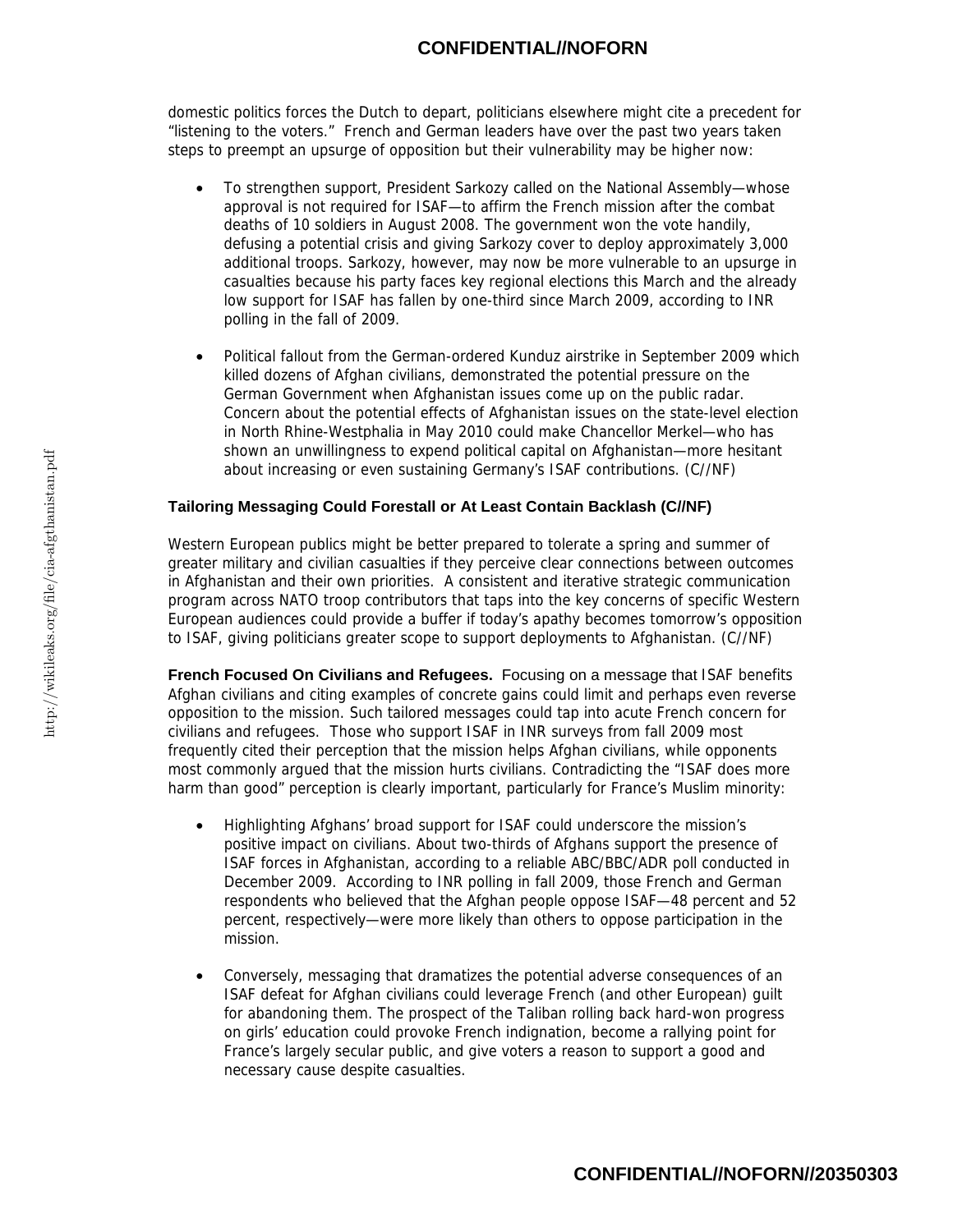domestic politics forces the Dutch to depart, politicians elsewhere might cite a precedent for "listening to the voters." French and German leaders have over the past two years taken steps to preempt an upsurge of opposition but their vulnerability may be higher now:

- To strengthen support, President Sarkozy called on the National Assembly—whose approval is not required for ISAF—to affirm the French mission after the combat deaths of 10 soldiers in August 2008. The government won the vote handily, defusing a potential crisis and giving Sarkozy cover to deploy approximately 3,000 additional troops. Sarkozy, however, may now be more vulnerable to an upsurge in casualties because his party faces key regional elections this March and the already low support for ISAF has fallen by one-third since March 2009, according to INR polling in the fall of 2009.

- Political fallout from the German-ordered Kunduz airstrike in September 2009 which killed dozens of Afghan civilians, demonstrated the potential pressure on the German Government when Afghanistan issues come up on the public radar. Concern about the potential effects of Afghanistan issues on the state-level election in North Rhine-Westphalia in May 2010 could make Chancellor Merkel—who has shown an unwillingness to expend political capital on Afghanistan—more hesitant about increasing or even sustaining Germany's ISAF contributions. (C//NF)

**Tailoring Messaging Could Forestall or At Least Contain Backlash (C//NF)**

Western European publics might be better prepared to tolerate a spring and summer of greater military and civilian casualties if they perceive clear connections between outcomes in Afghanistan and their own priorities. A consistent and iterative strategic communication program across NATO troop contributors that taps into the key concerns of specific Western European audiences could provide a buffer if today's apathy becomes tomorrow's opposition to ISAF, giving politicians greater scope to support deployments to Afghanistan. (C//NF)

**French Focused On Civilians and Refugees.** Focusing on a message that ISAF benefits Afghan civilians and citing examples of concrete gains could limit and perhaps even reverse opposition to the mission. Such tailored messages could tap into acute French concern for civilians and refugees. Those who support ISAF in INR surveys from fall 2009 most frequently cited their perception that the mission helps Afghan civilians, while opponents most commonly argued that the mission hurts civilians. Contradicting the "ISAF does more harm than good" perception is clearly important, particularly for France's Muslim minority:

- Highlighting Afghans' broad support for ISAF could underscore the mission's positive impact on civilians. About two-thirds of Afghans support the presence of ISAF forces in Afghanistan, according to a reliable ABC/BBC/ADR poll conducted in December 2009. According to INR polling in fall 2009, those French and German respondents who believed that the Afghan people oppose ISAF—48 percent and 52 percent, respectively—were more likely than others to oppose participation in the mission.

- Conversely, messaging that dramatizes the potential adverse consequences of an ISAF defeat for Afghan civilians could leverage French (and other European) guilt for abandoning them. The prospect of the Taliban rolling back hard-won progress on girls' education could provoke French indignation, become a rallying point for France's largely secular public, and give voters a reason to support a good and necessary cause despite casualties.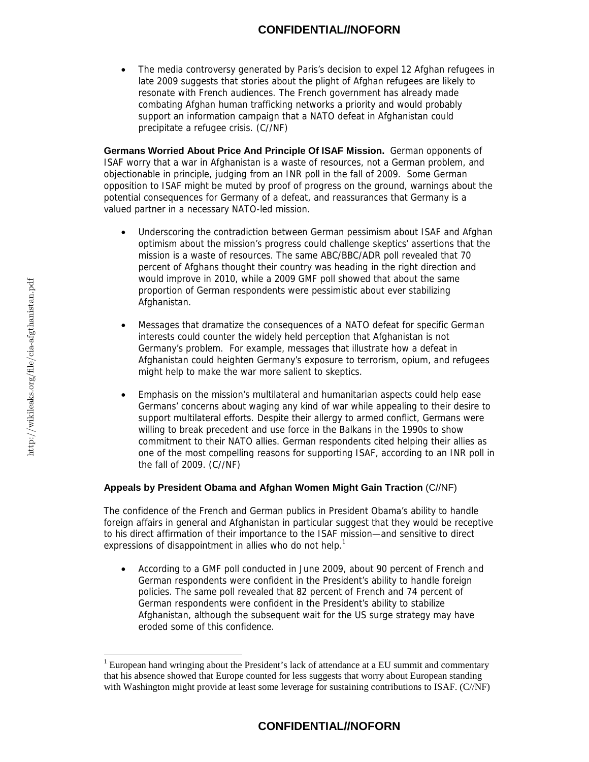- The media controversy generated by Paris's decision to expel 12 Afghan refugees in late 2009 suggests that stories about the plight of Afghan refugees are likely to resonate with French audiences. The French government has already made combating Afghan human trafficking networks a priority and would probably support an information campaign that a NATO defeat in Afghanistan could precipitate a refugee crisis. (C//NF)

**Germans Worried About Price And Principle Of ISAF Mission.** German opponents of ISAF worry that a war in Afghanistan is a waste of resources, not a German problem, and objectionable in principle, judging from an INR poll in the fall of 2009. Some German opposition to ISAF might be muted by proof of progress on the ground, warnings about the potential consequences for Germany of a defeat, and reassurances that Germany is a valued partner in a necessary NATO-led mission.

- Underscoring the contradiction between German pessimism about ISAF and Afghan optimism about the mission's progress could challenge skeptics' assertions that the mission is a waste of resources. The same ABC/BBC/ADR poll revealed that 70 percent of Afghans thought their country was heading in the right direction and would improve in 2010, while a 2009 GMF poll showed that about the same proportion of German respondents were pessimistic about ever stabilizing Afghanistan.

- Messages that dramatize the consequences of a NATO defeat for specific German interests could counter the widely held perception that Afghanistan is not Germany's problem. For example, messages that illustrate how a defeat in Afghanistan could heighten Germany's exposure to terrorism, opium, and refugees might help to make the war more salient to skeptics.

- Emphasis on the mission's multilateral and humanitarian aspects could help ease Germans' concerns about waging any kind of war while appealing to their desire to support multilateral efforts. Despite their allergy to armed conflict, Germans were willing to break precedent and use force in the Balkans in the 1990s to show commitment to their NATO allies. German respondents cited helping their allies as one of the most compelling reasons for supporting ISAF, according to an INR poll in the fall of 2009. (C//NF)

**Appeals by President Obama and Afghan Women Might Gain Traction** (C//NF)

The confidence of the French and German publics in President Obama's ability to handle foreign affairs in general and Afghanistan in particular suggest that they would be receptive to his direct affirmation of their importance to the ISAF mission—and sensitive to direct expressions of disappointment in allies who do not help.[1]

- According to a GMF poll conducted in June 2009, about 90 percent of French and German respondents were confident in the President's ability to handle foreign policies. The same poll revealed that 82 percent of French and 74 percent of German respondents were confident in the President's ability to stabilize Afghanistan, although the subsequent wait for the US surge strategy may have eroded some of this confidence.

[1] European hand wringing about the President's lack of attendance at a EU summit and commentary that his absence showed that Europe counted for less suggests that worry about European standing with Washington might provide at least some leverage for sustaining contributions to ISAF. (C//NF)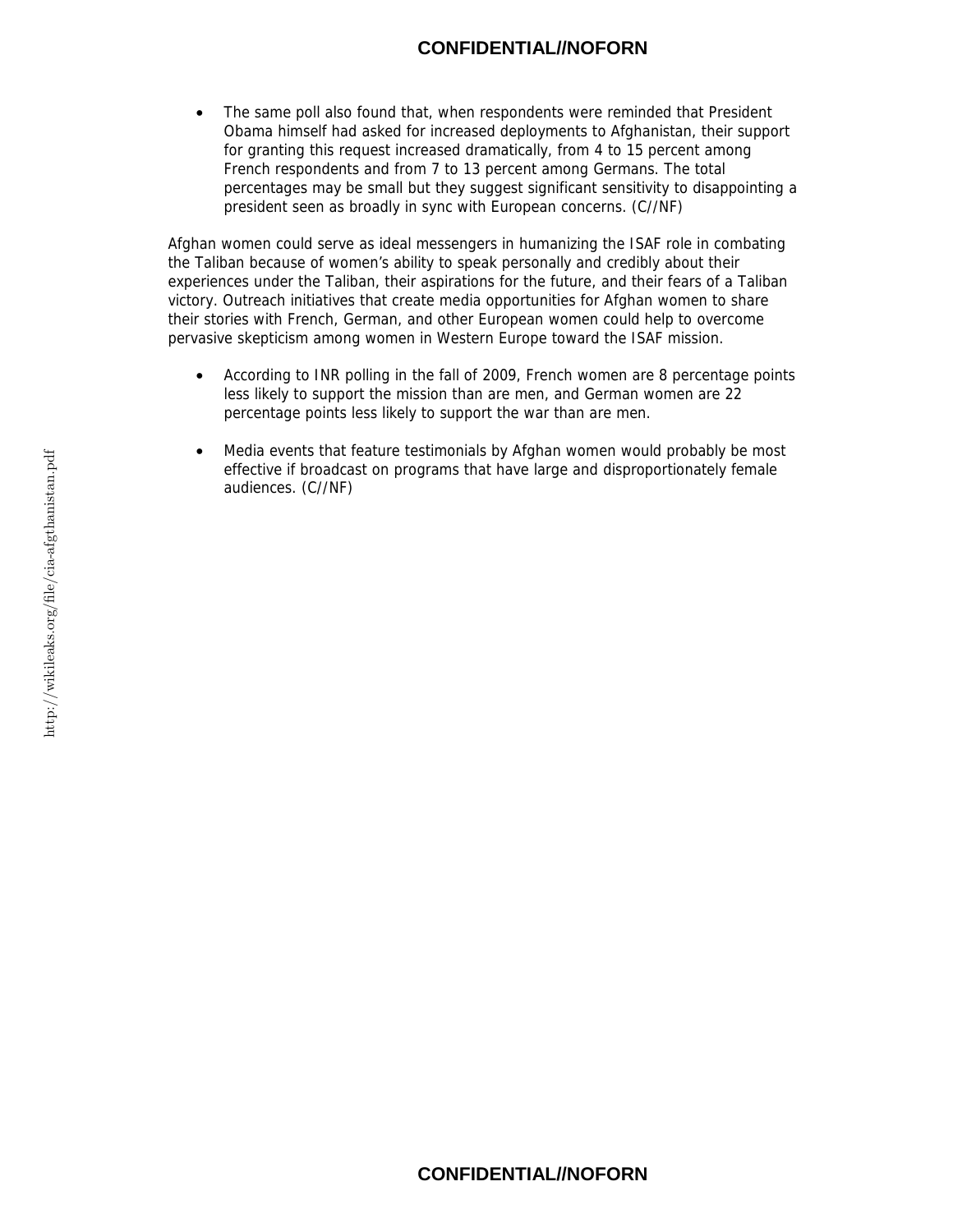- The same poll also found that, when respondents were reminded that President Obama himself had asked for increased deployments to Afghanistan, their support for granting this request increased dramatically, from 4 to 15 percent among French respondents and from 7 to 13 percent among Germans. The total percentages may be small but they suggest significant sensitivity to disappointing a president seen as broadly in sync with European concerns. (C//NF)

Afghan women could serve as ideal messengers in humanizing the ISAF role in combating the Taliban because of women's ability to speak personally and credibly about their experiences under the Taliban, their aspirations for the future, and their fears of a Taliban victory. Outreach initiatives that create media opportunities for Afghan women to share their stories with French, German, and other European women could help to overcome pervasive skepticism among women in Western Europe toward the ISAF mission.

- According to INR polling in the fall of 2009, French women are 8 percentage points less likely to support the mission than are men, and German women are 22 percentage points less likely to support the war than are men.

- Media events that feature testimonials by Afghan women would probably be most effective if broadcast on programs that have large and disproportionately female audiences. (C//NF)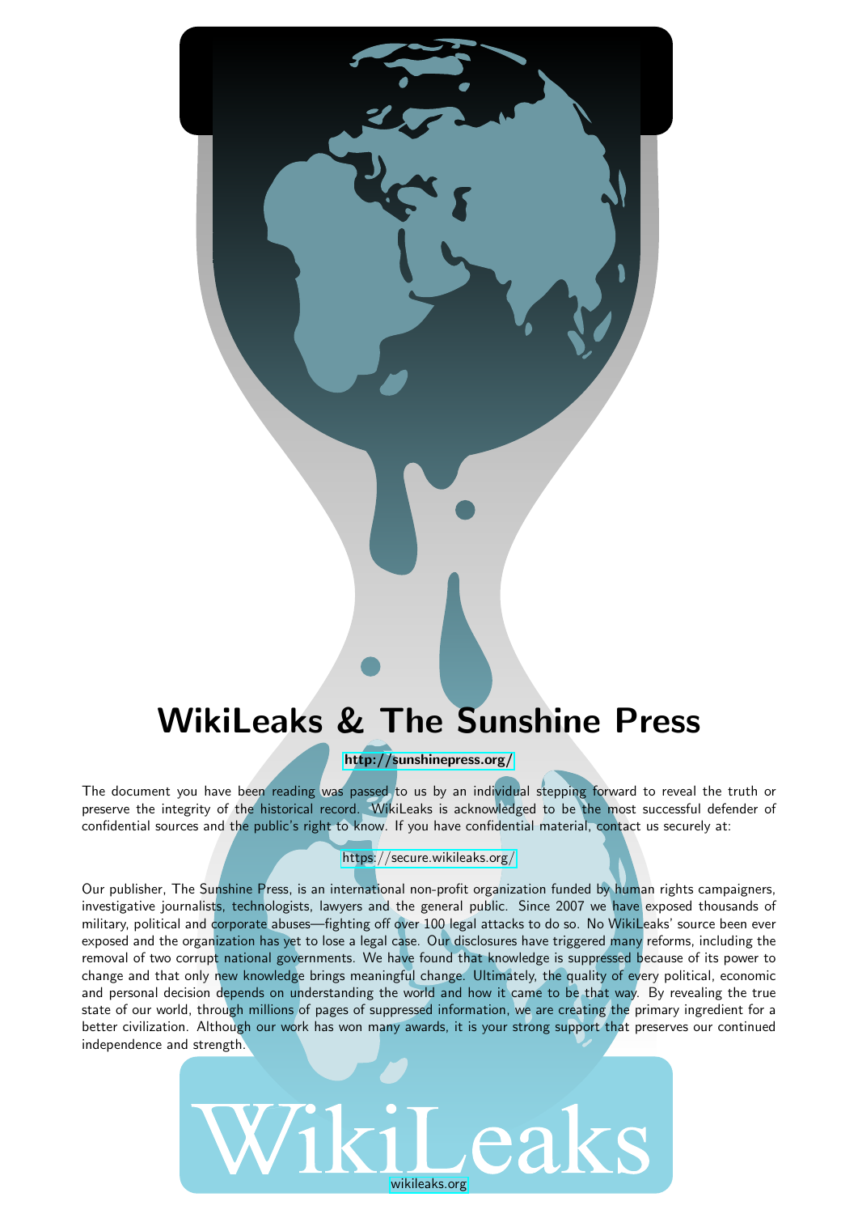# WikiLeaks & The Sunshine Press

http://sunshinepress.org/

The document you have been reading was passed to us by an individual stepping forward to reveal the truth or preserve the integrity of the historical record. WikiLeaks is acknowledged to be the most successful defender of confidential sources and the public's right to know. If you have confidential material, contact us securely at:

https://secure.wikileaks.org/

Our publisher, The Sunshine Press, is an international non-profit organization funded by human rights campaigners, investigative journalists, technologists, lawyers and the general public. Since 2007 we have exposed thousands of military, political and corporate abuses—fighting off over 100 legal attacks to do so. No WikiLeaks' source been ever exposed and the organization has yet to lose a legal case. Our disclosures have triggered many reforms, including the removal of two corrupt national governments. We have found that knowledge is suppressed because of its power to change and that only new knowledge brings meaningful change. Ultimately, the quality of every political, economic and personal decision depends on understanding the world and how it came to be that way. By revealing the true state of our world, through millions of pages of suppressed information, we are creating the primary ingredient for a better civilization. Although our work has won many awards, it is your strong support that preserves our continued independence and strength.

WikiLeaks

wikileaks.org